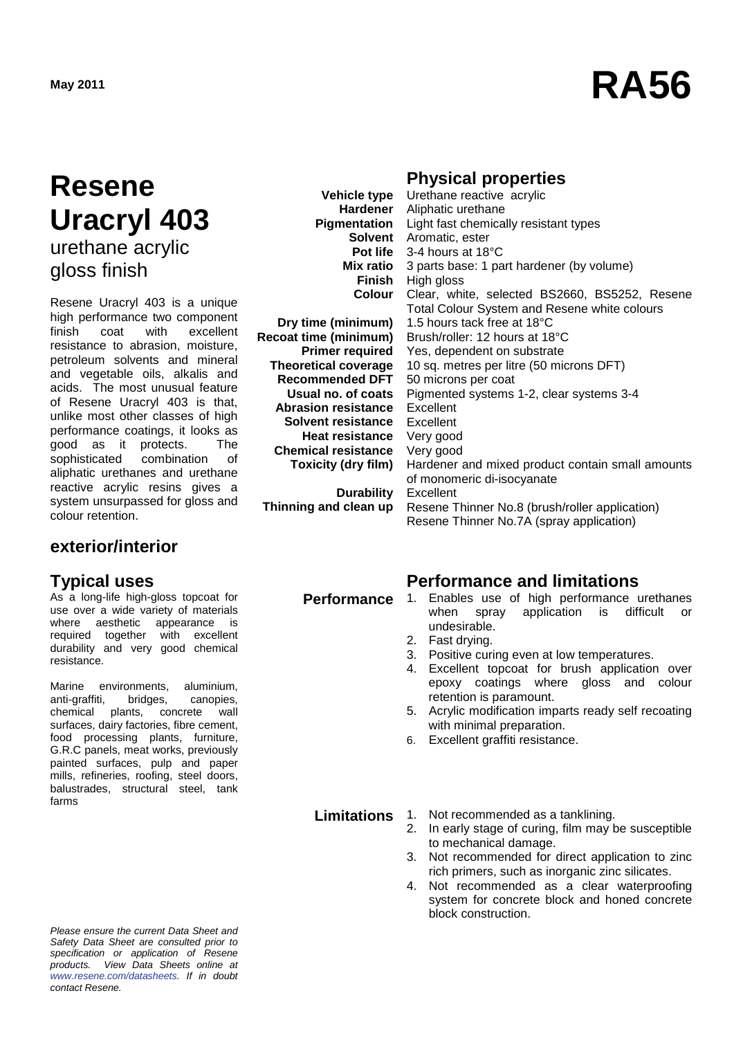May 2011

# RA56

# Resene Uracryl 403

## urethane acrylic gloss finish

Resene Uracryl 403 is a unique high performance two component finish coat with excellent resistance to abrasion, moisture, petroleum solvents and mineral and vegetable oils, alkalis and acids. The most unusual feature of Resene Uracryl 403 is that, unlike most other classes of high performance coatings, it looks as good as it protects. The sophisticated combination of aliphatic urethanes and urethane reactive acrylic resins gives a system unsurpassed for gloss and colour retention.

## exterior/interior

## Typical uses

As a long-life high-gloss topcoat for use over a wide variety of materials where aesthetic appearance is required together with excellent durability and very good chemical resistance.

Marine environments, aluminium, anti-graffiti, bridges, canopies, chemical plants, concrete wall surfaces, dairy factories, fibre cement, food processing plants, furniture, G.R.C panels, meat works, previously painted surfaces, pulp and paper mills, refineries, roofing, steel doors, balustrades, structural steel, tank farms

## Physical properties

| | |
|---|---|
| **Vehicle type** | Urethane reactive acrylic |
| **Hardener** | Aliphatic urethane |
| **Pigmentation** | Light fast chemically resistant types |
| **Solvent** | Aromatic, ester |
| **Pot life** | 3-4 hours at 18°C |
| **Mix ratio** | 3 parts base: 1 part hardener (by volume) |
| **Finish** | High gloss |
| **Colour** | Clear, white, selected BS2660, BS5252, Resene Total Colour System and Resene white colours |
| **Dry time (minimum)** | 1.5 hours tack free at 18°C |
| **Recoat time (minimum)** | Brush/roller: 12 hours at 18°C |
| **Primer required** | Yes, dependent on substrate |
| **Theoretical coverage** | 10 sq. metres per litre (50 microns DFT) |
| **Recommended DFT** | 50 microns per coat |
| **Usual no. of coats** | Pigmented systems 1-2, clear systems 3-4 |
| **Abrasion resistance** | Excellent |
| **Solvent resistance** | Excellent |
| **Heat resistance** | Very good |
| **Chemical resistance** | Very good |
| **Toxicity (dry film)** | Hardener and mixed product contain small amounts of monomeric di-isocyanate |
| **Durability** | Excellent |
| **Thinning and clean up** | Resene Thinner No.8 (brush/roller application) Resene Thinner No.7A (spray application) |

## Performance and limitations

**Performance**

1. Enables use of high performance urethanes when spray application is difficult or undesirable.
2. Fast drying.
3. Positive curing even at low temperatures.
4. Excellent topcoat for brush application over epoxy coatings where gloss and colour retention is paramount.
5. Acrylic modification imparts ready self recoating with minimal preparation.
6. Excellent graffiti resistance.

**Limitations**

1. Not recommended as a tanklining.
2. In early stage of curing, film may be susceptible to mechanical damage.
3. Not recommended for direct application to zinc rich primers, such as inorganic zinc silicates.
4. Not recommended as a clear waterproofing system for concrete block and honed concrete block construction.

*Please ensure the current Data Sheet and Safety Data Sheet are consulted prior to specification or application of Resene products. View Data Sheets online at www.resene.com/datasheets. If in doubt contact Resene.*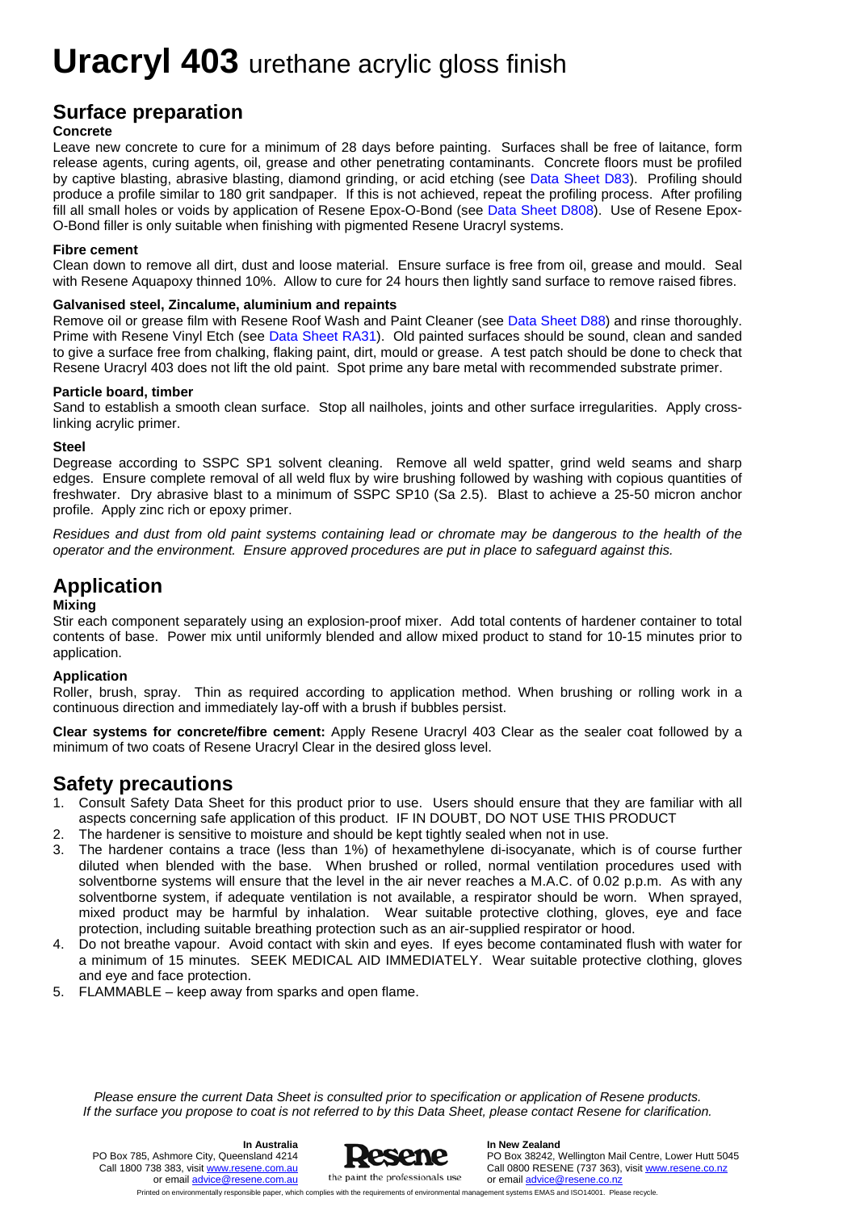# **Uracryl 403** urethane acrylic gloss finish

## Surface preparation

**Concrete**

Leave new concrete to cure for a minimum of 28 days before painting. Surfaces shall be free of laitance, form release agents, curing agents, oil, grease and other penetrating contaminants. Concrete floors must be profiled by captive blasting, abrasive blasting, diamond grinding, or acid etching (see Data Sheet D83). Profiling should produce a profile similar to 180 grit sandpaper. If this is not achieved, repeat the profiling process. After profiling fill all small holes or voids by application of Resene Epox-O-Bond (see Data Sheet D808). Use of Resene Epox-O-Bond filler is only suitable when finishing with pigmented Resene Uracryl systems.

**Fibre cement**

Clean down to remove all dirt, dust and loose material. Ensure surface is free from oil, grease and mould. Seal with Resene Aquapoxy thinned 10%. Allow to cure for 24 hours then lightly sand surface to remove raised fibres.

**Galvanised steel, Zincalume, aluminium and repaints**

Remove oil or grease film with Resene Roof Wash and Paint Cleaner (see Data Sheet D88) and rinse thoroughly. Prime with Resene Vinyl Etch (see Data Sheet RA31). Old painted surfaces should be sound, clean and sanded to give a surface free from chalking, flaking paint, dirt, mould or grease. A test patch should be done to check that Resene Uracryl 403 does not lift the old paint. Spot prime any bare metal with recommended substrate primer.

**Particle board, timber**

Sand to establish a smooth clean surface. Stop all nailholes, joints and other surface irregularities. Apply cross-linking acrylic primer.

**Steel**

Degrease according to SSPC SP1 solvent cleaning. Remove all weld spatter, grind weld seams and sharp edges. Ensure complete removal of all weld flux by wire brushing followed by washing with copious quantities of freshwater. Dry abrasive blast to a minimum of SSPC SP10 (Sa 2.5). Blast to achieve a 25-50 micron anchor profile. Apply zinc rich or epoxy primer.

*Residues and dust from old paint systems containing lead or chromate may be dangerous to the health of the operator and the environment. Ensure approved procedures are put in place to safeguard against this.*

## Application

**Mixing**

Stir each component separately using an explosion-proof mixer. Add total contents of hardener container to total contents of base. Power mix until uniformly blended and allow mixed product to stand for 10-15 minutes prior to application.

**Application**

Roller, brush, spray. Thin as required according to application method. When brushing or rolling work in a continuous direction and immediately lay-off with a brush if bubbles persist.

**Clear systems for concrete/fibre cement:** Apply Resene Uracryl 403 Clear as the sealer coat followed by a minimum of two coats of Resene Uracryl Clear in the desired gloss level.

## Safety precautions

1. Consult Safety Data Sheet for this product prior to use. Users should ensure that they are familiar with all aspects concerning safe application of this product. IF IN DOUBT, DO NOT USE THIS PRODUCT
2. The hardener is sensitive to moisture and should be kept tightly sealed when not in use.
3. The hardener contains a trace (less than 1%) of hexamethylene di-isocyanate, which is of course further diluted when blended with the base. When brushed or rolled, normal ventilation procedures used with solventborne systems will ensure that the level in the air never reaches a M.A.C. of 0.02 p.p.m. As with any solventborne system, if adequate ventilation is not available, a respirator should be worn. When sprayed, mixed product may be harmful by inhalation. Wear suitable protective clothing, gloves, eye and face protection, including suitable breathing protection such as an air-supplied respirator or hood.
4. Do not breathe vapour. Avoid contact with skin and eyes. If eyes become contaminated flush with water for a minimum of 15 minutes. SEEK MEDICAL AID IMMEDIATELY. Wear suitable protective clothing, gloves and eye and face protection.
5. FLAMMABLE – keep away from sparks and open flame.

*Please ensure the current Data Sheet is consulted prior to specification or application of Resene products.*
*If the surface you propose to coat is not referred to by this Data Sheet, please contact Resene for clarification.*

**In Australia**
PO Box 785, Ashmore City, Queensland 4214
Call 1800 738 383, visit www.resene.com.au
or email advice@resene.com.au

Resene
the paint the professionals use

**In New Zealand**
PO Box 38242, Wellington Mail Centre, Lower Hutt 5045
Call 0800 RESENE (737 363), visit www.resene.co.nz
or email advice@resene.co.nz

Printed on environmentally responsible paper, which complies with the requirements of environmental management systems EMAS and ISO14001. Please recycle.